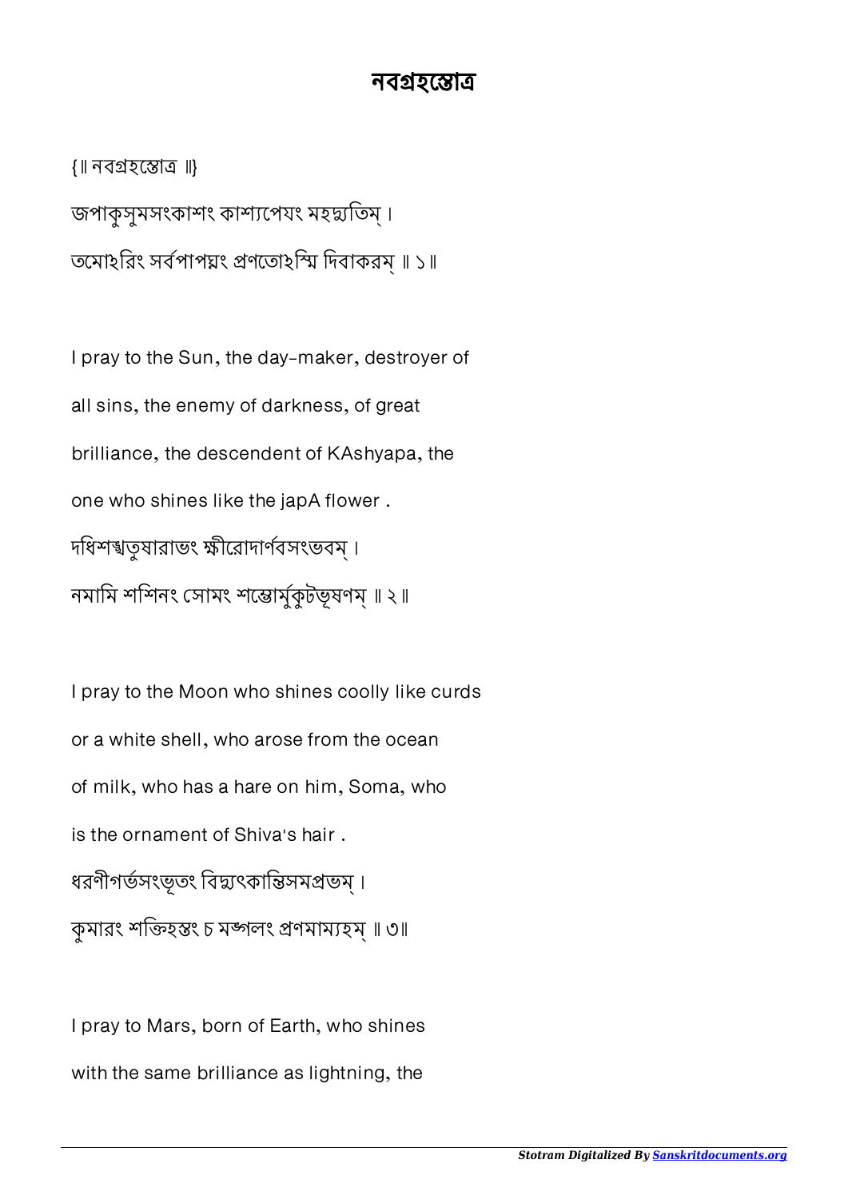# নবগ্রহস্তোত্র

{॥ নবগ্রহস্তোত্র ॥}

জপাকুসুমসংকাশং কাশ্যপেযং মহদ্যুতিম্ ।
তমোঽরিং সর্বপাপঘ্নং প্রণতোঽস্মি দিবাকরম্ ॥ ১॥

I pray to the Sun, the day-maker, destroyer of all sins, the enemy of darkness, of great brilliance, the descendent of KAshyapa, the one who shines like the japA flower .

দধিশঙ্খতুষারাভং ক্ষীরোদার্ণবসংভবম্ ।
নমামি শশিনং সোমং শম্ভোর্মুকুটভূষণম্ ॥ ২॥

I pray to the Moon who shines coolly like curds or a white shell, who arose from the ocean of milk, who has a hare on him, Soma, who is the ornament of Shiva's hair .

ধরণীগর্ভসংভূতং বিদ্যুৎকান্তিসমপ্রভম্ ।
কুমারং শক্তিহস্তং চ মঙ্গলং প্রণমাম্যহম্ ॥ ৩॥

I pray to Mars, born of Earth, who shines with the same brilliance as lightning, the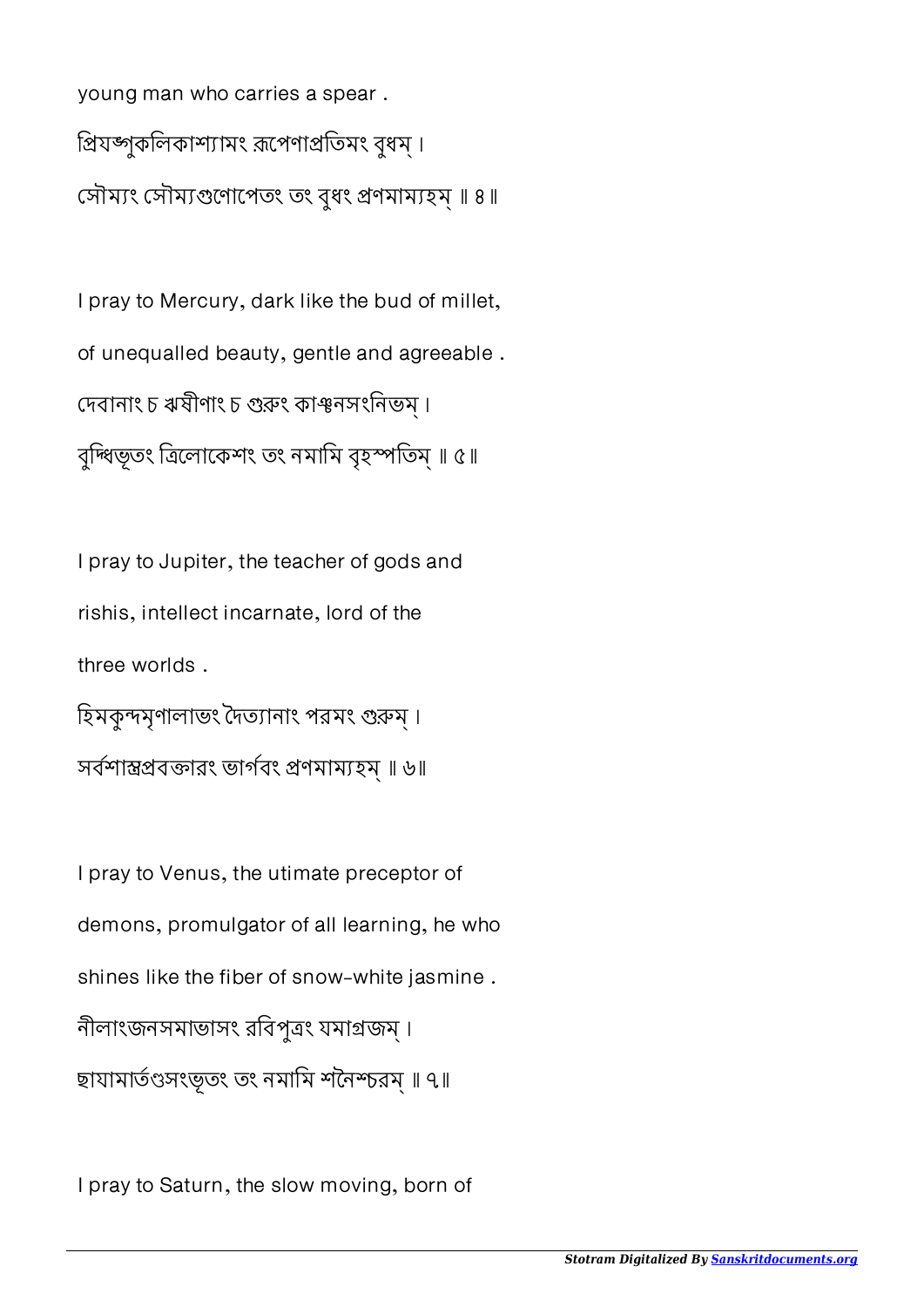young man who carries a spear .

প্রিযঙ্গুকলিকাশ্যামং রূপেণাপ্রতিমং বুধম্ ।
সৌম্যং সৌম্যগুণোপেতং তং বুধং প্রণমাম্যহম্ ॥ ৪ ॥

I pray to Mercury, dark like the bud of millet,
of unequalled beauty, gentle and agreeable .

দেবানাং চ ঋষীণাং চ গুরুং কাঞ্চনসংনিভম্ ।
বুদ্ধিভূতং ত্রিলোকেশং তং নমামি বৃহস্পতিম্ ॥ ৫ ॥

I pray to Jupiter, the teacher of gods and
rishis, intellect incarnate, lord of the
three worlds .

হিমকুন্দমৃণালাভং দৈত্যানাং পরমং গুরুম্ ।
সর্বশাস্ত্রপ্রবক্তারং ভার্গবং প্রণমাম্যহম্ ॥ ৬॥

I pray to Venus, the utimate preceptor of
demons, promulgator of all learning, he who
shines like the fiber of snow-white jasmine .

নীলাংজনসমাভাসং রবিপুত্রং যমাগ্রজম্ ।
ছাযামার্তণ্ডসংভূতং তং নমামি শনৈশ্চরম্ ॥ ৭॥

I pray to Saturn, the slow moving, born of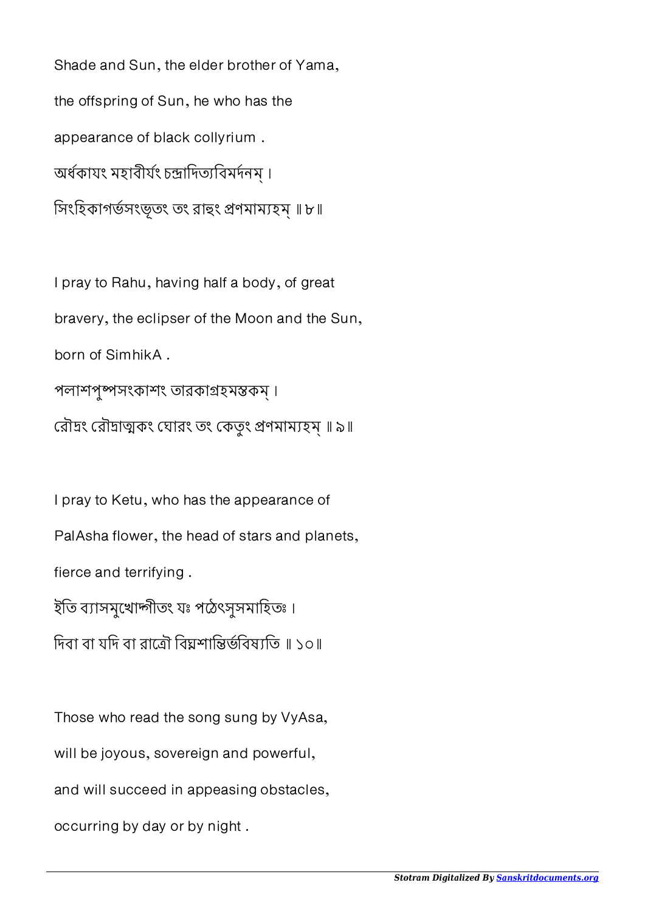Shade and Sun, the elder brother of Yama,

the offspring of Sun, he who has the

appearance of black collyrium .

অর্ধকাযং মহাবীর্যং চন্দ্রাদিত্যবিমর্দনম্ ।

সিংহিকাগর্ভসংভূতং তং রাহুং প্রণমাম্যহম্ ॥ ৮॥

I pray to Rahu, having half a body, of great

bravery, the eclipser of the Moon and the Sun,

born of SimhikA .

পলাশপুষ্পসংকাশং তারকাগ্রহমস্তকম্ ।

রৌদ্রং রৌদ্রাত্মকং ঘোরং তং কেতুং প্রণমাম্যহম্ ॥ ৯॥

I pray to Ketu, who has the appearance of

PalAsha flower, the head of stars and planets,

fierce and terrifying .

ইতি ব্যাসমুখোদ্গীতং যঃ পঠেৎসুসমাহিতঃ ।

দিবা বা যদি বা রাত্রৌ বিঘ্নশান্তির্ভবিষ্যতি ॥ ১০॥

Those who read the song sung by VyAsa,

will be joyous, sovereign and powerful,

and will succeed in appeasing obstacles,

occurring by day or by night .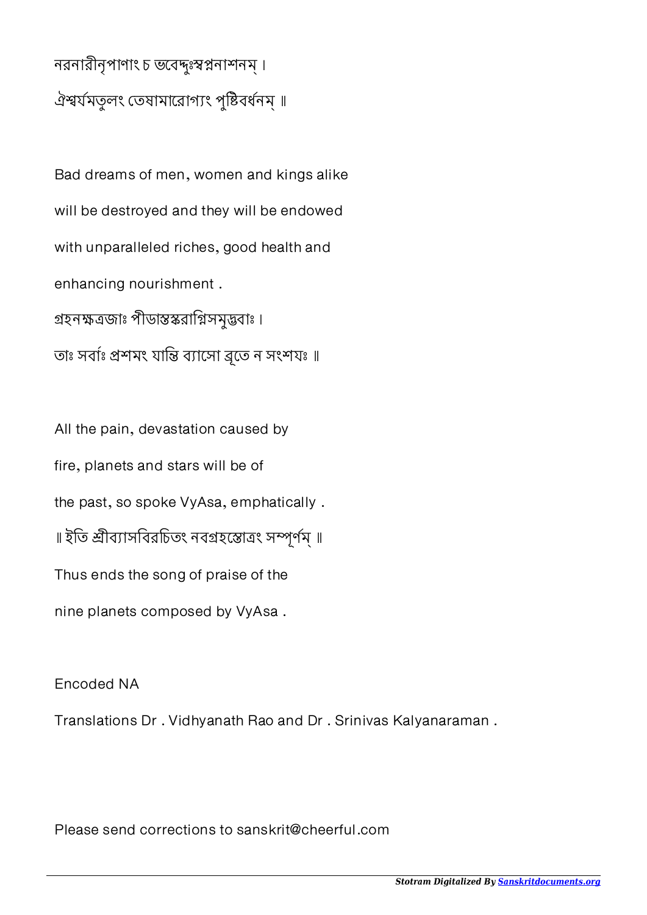নরনারীনৃপাণাং চ ভবেদ্দুঃস্বপ্ননাশনম্ ।

ঐশ্বর্যমতুলং তেষামারোগ্যং পুষ্টিবর্ধনম্ ॥

Bad dreams of men, women and kings alike

will be destroyed and they will be endowed

with unparalleled riches, good health and

enhancing nourishment .

গ্রহনক্ষত্রজাঃ পীডাস্তস্করাগ্নিসমুদ্ভবাঃ ।

তাঃ সর্বাঃ প্রশমং যান্তি ব্যাসো ব্রূতে ন সংশযঃ ॥

All the pain, devastation caused by

fire, planets and stars will be of

the past, so spoke VyAsa, emphatically .

॥ ইতি শ্রীব্যাসবিরচিতং নবগ্রহস্তোত্রং সম্পূর্ণম্ ॥

Thus ends the song of praise of the

nine planets composed by VyAsa .

Encoded NA

Translations Dr . Vidhyanath Rao and Dr . Srinivas Kalyanaraman .

Please send corrections to sanskrit@cheerful.com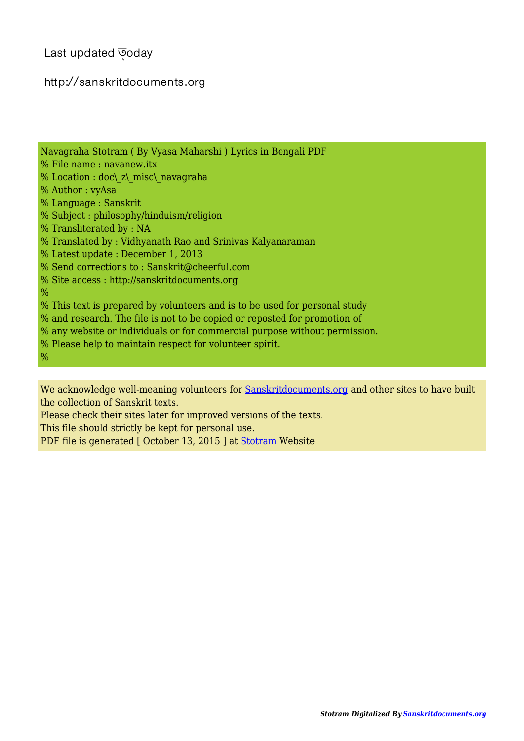Last updated ত়oday

http://sanskritdocuments.org

Navagraha Stotram ( By Vyasa Maharshi ) Lyrics in Bengali PDF
% File name : navanew.itx
% Location : doc\_z\_misc\_navagraha
% Author : vyAsa
% Language : Sanskrit
% Subject : philosophy/hinduism/religion
% Transliterated by : NA
% Translated by : Vidhyanath Rao and Srinivas Kalyanaraman
% Latest update : December 1, 2013
% Send corrections to : Sanskrit@cheerful.com
% Site access : http://sanskritdocuments.org
%
% This text is prepared by volunteers and is to be used for personal study
% and research. The file is not to be copied or reposted for promotion of
% any website or individuals or for commercial purpose without permission.
% Please help to maintain respect for volunteer spirit.
%

We acknowledge well-meaning volunteers for Sanskritdocuments.org and other sites to have built the collection of Sanskrit texts.
Please check their sites later for improved versions of the texts.
This file should strictly be kept for personal use.
PDF file is generated [ October 13, 2015 ] at Stotram Website